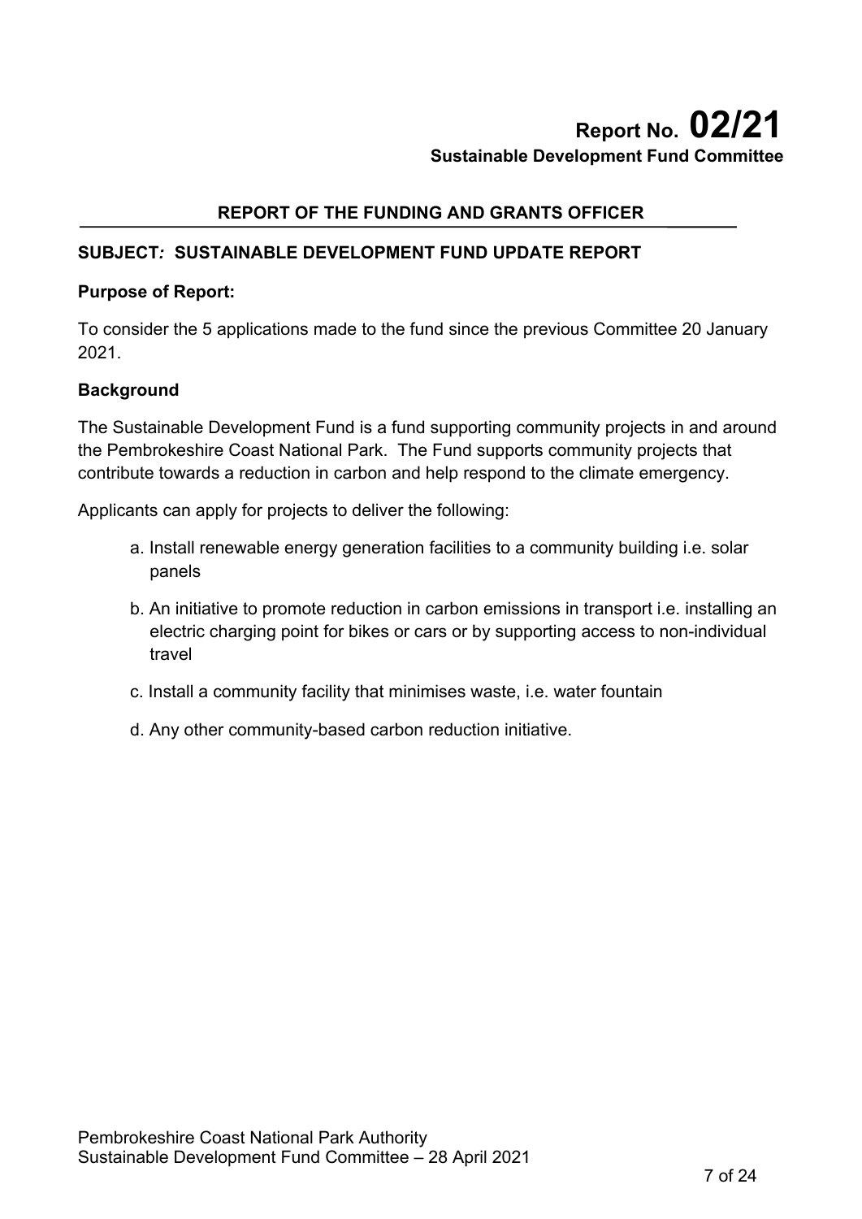# Report No. 02/21

**Sustainable Development Fund Committee**

## REPORT OF THE FUNDING AND GRANTS OFFICER

**SUBJECT*:* SUSTAINABLE DEVELOPMENT FUND UPDATE REPORT**

**Purpose of Report:**

To consider the 5 applications made to the fund since the previous Committee 20 January 2021.

**Background**

The Sustainable Development Fund is a fund supporting community projects in and around the Pembrokeshire Coast National Park. The Fund supports community projects that contribute towards a reduction in carbon and help respond to the climate emergency.

Applicants can apply for projects to deliver the following:

a. Install renewable energy generation facilities to a community building i.e. solar panels

b. An initiative to promote reduction in carbon emissions in transport i.e. installing an electric charging point for bikes or cars or by supporting access to non-individual travel

c. Install a community facility that minimises waste, i.e. water fountain

d. Any other community-based carbon reduction initiative.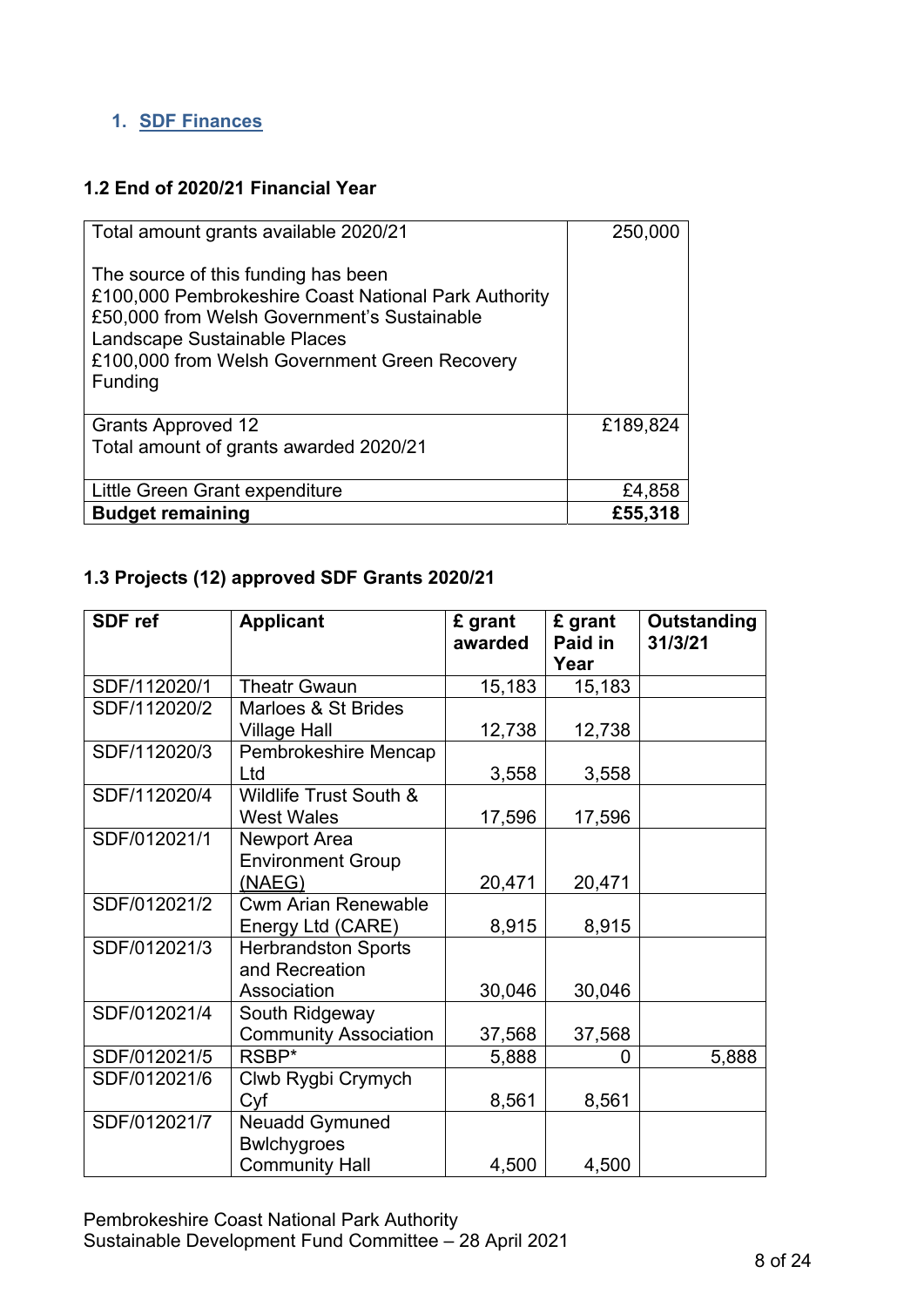## 1. SDF Finances

### 1.2 End of 2020/21 Financial Year

| | |
|---|---|
| Total amount grants available 2020/21<br><br>The source of this funding has been<br>£100,000 Pembrokeshire Coast National Park Authority<br>£50,000 from Welsh Government's Sustainable Landscape Sustainable Places<br>£100,000 from Welsh Government Green Recovery Funding | 250,000 |
| Grants Approved 12<br>Total amount of grants awarded 2020/21 | £189,824 |
| Little Green Grant expenditure | £4,858 |
| **Budget remaining** | **£55,318** |

### 1.3 Projects (12) approved SDF Grants 2020/21

| SDF ref | Applicant | £ grant awarded | £ grant Paid in Year | Outstanding 31/3/21 |
|---|---|---|---|---|
| SDF/112020/1 | Theatr Gwaun | 15,183 | 15,183 | |
| SDF/112020/2 | Marloes & St Brides Village Hall | 12,738 | 12,738 | |
| SDF/112020/3 | Pembrokeshire Mencap Ltd | 3,558 | 3,558 | |
| SDF/112020/4 | Wildlife Trust South & West Wales | 17,596 | 17,596 | |
| SDF/012021/1 | Newport Area Environment Group (NAEG) | 20,471 | 20,471 | |
| SDF/012021/2 | Cwm Arian Renewable Energy Ltd (CARE) | 8,915 | 8,915 | |
| SDF/012021/3 | Herbrandston Sports and Recreation Association | 30,046 | 30,046 | |
| SDF/012021/4 | South Ridgeway Community Association | 37,568 | 37,568 | |
| SDF/012021/5 | RSBP* | 5,888 | 0 | 5,888 |
| SDF/012021/6 | Clwb Rygbi Crymych Cyf | 8,561 | 8,561 | |
| SDF/012021/7 | Neuadd Gymuned Bwlchygroes Community Hall | 4,500 | 4,500 | |

Pembrokeshire Coast National Park Authority
Sustainable Development Fund Committee – 28 April 2021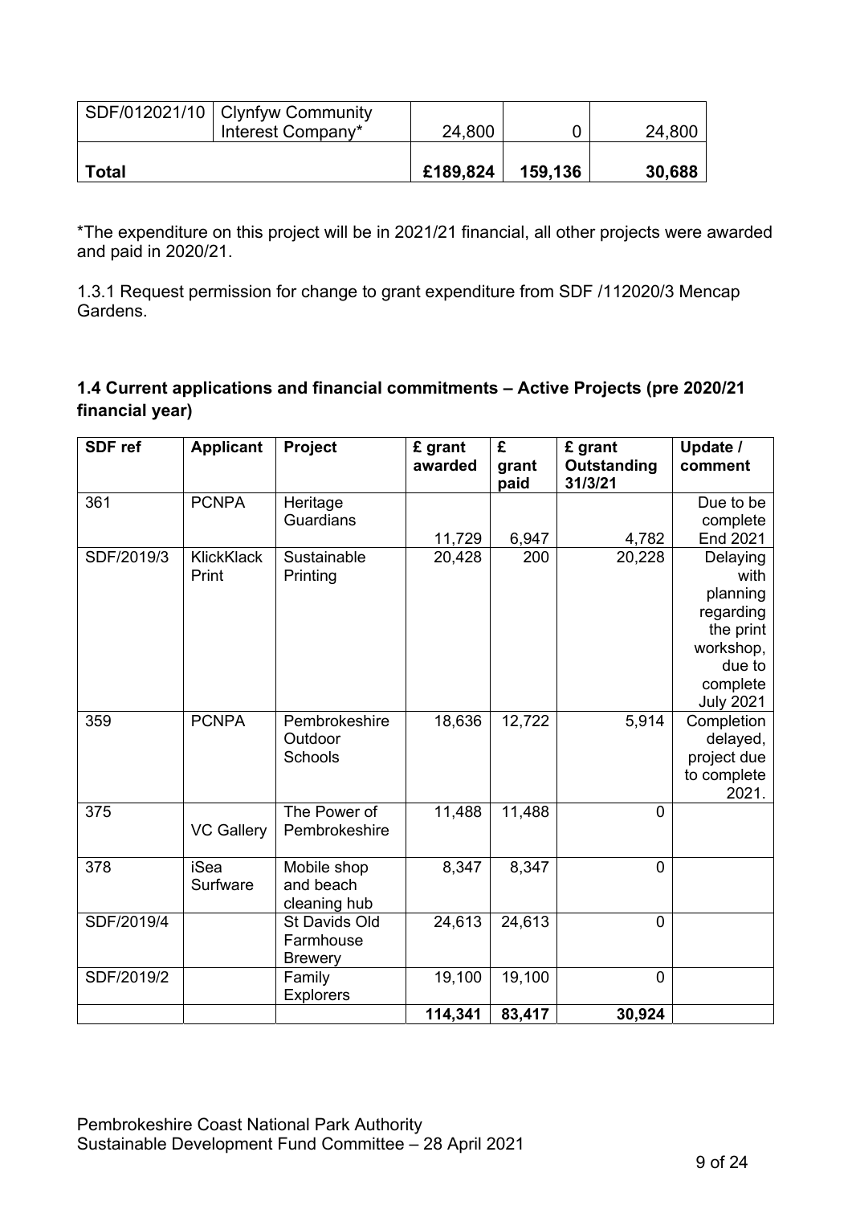| SDF/012021/10 | Clynfyw Community Interest Company* | 24,800 | 0 | 24,800 |
|---|---|---|---|---|
| **Total** | | **£189,824** | **159,136** | **30,688** |

*The expenditure on this project will be in 2021/21 financial, all other projects were awarded and paid in 2020/21.

1.3.1 Request permission for change to grant expenditure from SDF /112020/3 Mencap Gardens.

**1.4 Current applications and financial commitments – Active Projects (pre 2020/21 financial year)**

| SDF ref | Applicant | Project | £ grant awarded | £ grant paid | £ grant Outstanding 31/3/21 | Update / comment |
|---|---|---|---|---|---|---|
| 361 | PCNPA | Heritage Guardians | 11,729 | 6,947 | 4,782 | Due to be complete End 2021 |
| SDF/2019/3 | KlickKlack Print | Sustainable Printing | 20,428 | 200 | 20,228 | Delaying with planning regarding the print workshop, due to complete July 2021 |
| 359 | PCNPA | Pembrokeshire Outdoor Schools | 18,636 | 12,722 | 5,914 | Completion delayed, project due to complete 2021. |
| 375 | VC Gallery | The Power of Pembrokeshire | 11,488 | 11,488 | 0 | |
| 378 | iSea Surfware | Mobile shop and beach cleaning hub | 8,347 | 8,347 | 0 | |
| SDF/2019/4 | | St Davids Old Farmhouse Brewery | 24,613 | 24,613 | 0 | |
| SDF/2019/2 | | Family Explorers | 19,100 | 19,100 | 0 | |
| | | | **114,341** | **83,417** | **30,924** | |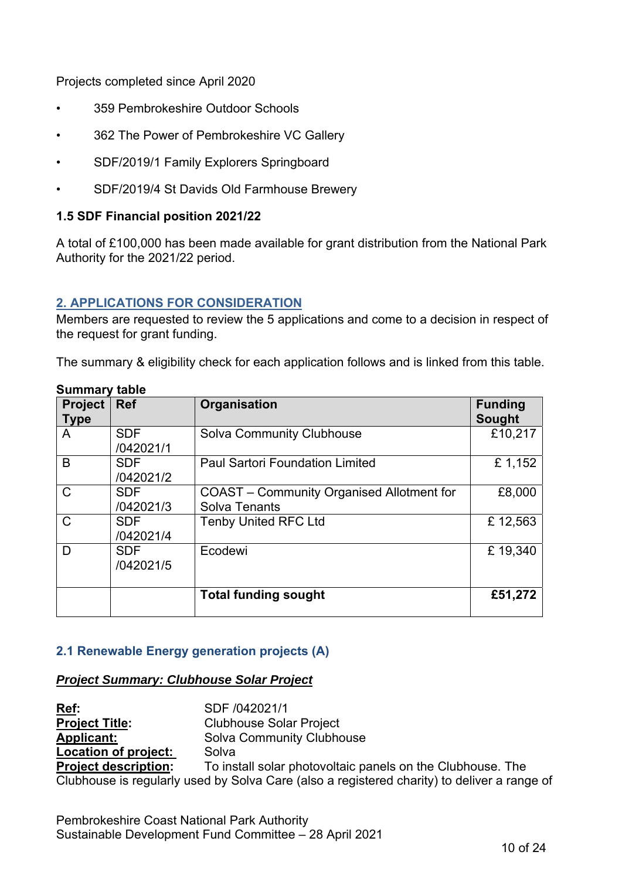Projects completed since April 2020

- 359 Pembrokeshire Outdoor Schools
- 362 The Power of Pembrokeshire VC Gallery
- SDF/2019/1 Family Explorers Springboard
- SDF/2019/4 St Davids Old Farmhouse Brewery

### 1.5 SDF Financial position 2021/22

A total of £100,000 has been made available for grant distribution from the National Park Authority for the 2021/22 period.

## 2. APPLICATIONS FOR CONSIDERATION

Members are requested to review the 5 applications and come to a decision in respect of the request for grant funding.

The summary & eligibility check for each application follows and is linked from this table.

**Summary table**

| Project Type | Ref | Organisation | Funding Sought |
|---|---|---|---|
| A | SDF /042021/1 | Solva Community Clubhouse | £10,217 |
| B | SDF /042021/2 | Paul Sartori Foundation Limited | £ 1,152 |
| C | SDF /042021/3 | COAST – Community Organised Allotment for Solva Tenants | £8,000 |
| C | SDF /042021/4 | Tenby United RFC Ltd | £ 12,563 |
| D | SDF /042021/5 | Ecodewi | £ 19,340 |
| | | **Total funding sought** | **£51,272** |

### 2.1 Renewable Energy generation projects (A)

***Project Summary: Clubhouse Solar Project***

**Ref:** SDF /042021/1
**Project Title:** Clubhouse Solar Project
**Applicant:** Solva Community Clubhouse
**Location of project:** Solva
**Project description:** To install solar photovoltaic panels on the Clubhouse. The Clubhouse is regularly used by Solva Care (also a registered charity) to deliver a range of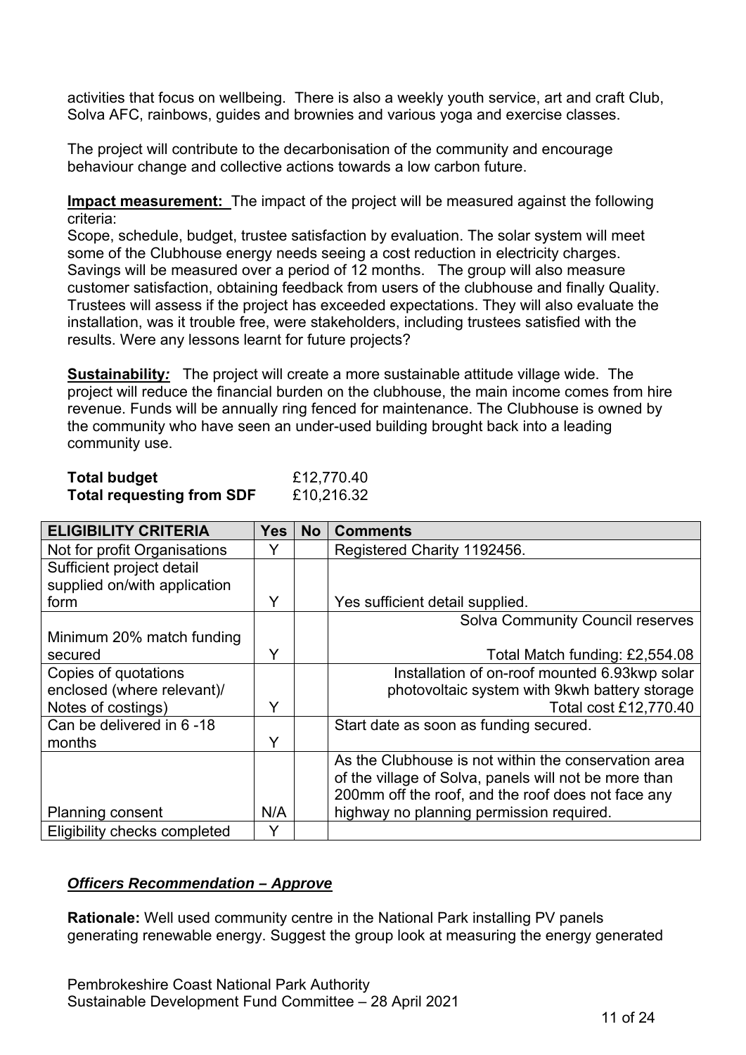activities that focus on wellbeing. There is also a weekly youth service, art and craft Club, Solva AFC, rainbows, guides and brownies and various yoga and exercise classes.

The project will contribute to the decarbonisation of the community and encourage behaviour change and collective actions towards a low carbon future.

**Impact measurement:** The impact of the project will be measured against the following criteria:
Scope, schedule, budget, trustee satisfaction by evaluation. The solar system will meet some of the Clubhouse energy needs seeing a cost reduction in electricity charges. Savings will be measured over a period of 12 months. The group will also measure customer satisfaction, obtaining feedback from users of the clubhouse and finally Quality. Trustees will assess if the project has exceeded expectations. They will also evaluate the installation, was it trouble free, were stakeholders, including trustees satisfied with the results. Were any lessons learnt for future projects?

**Sustainability:** The project will create a more sustainable attitude village wide. The project will reduce the financial burden on the clubhouse, the main income comes from hire revenue. Funds will be annually ring fenced for maintenance. The Clubhouse is owned by the community who have seen an under-used building brought back into a leading community use.

**Total budget** £12,770.40
**Total requesting from SDF** £10,216.32

| ELIGIBILITY CRITERIA | Yes | No | Comments |
|---|---|---|---|
| Not for profit Organisations | Y | | Registered Charity 1192456. |
| Sufficient project detail supplied on/with application form | Y | | Yes sufficient detail supplied. |
| Minimum 20% match funding secured | Y | | Solva Community Council reserves<br><br>Total Match funding: £2,554.08 |
| Copies of quotations enclosed (where relevant)/ Notes of costings) | Y | | Installation of on-roof mounted 6.93kwp solar photovoltaic system with 9kwh battery storage<br>Total cost £12,770.40 |
| Can be delivered in 6 -18 months | Y | | Start date as soon as funding secured. |
| Planning consent | N/A | | As the Clubhouse is not within the conservation area of the village of Solva, panels will not be more than 200mm off the roof, and the roof does not face any highway no planning permission required. |
| Eligibility checks completed | Y | | |

***Officers Recommendation – Approve***

**Rationale:** Well used community centre in the National Park installing PV panels generating renewable energy. Suggest the group look at measuring the energy generated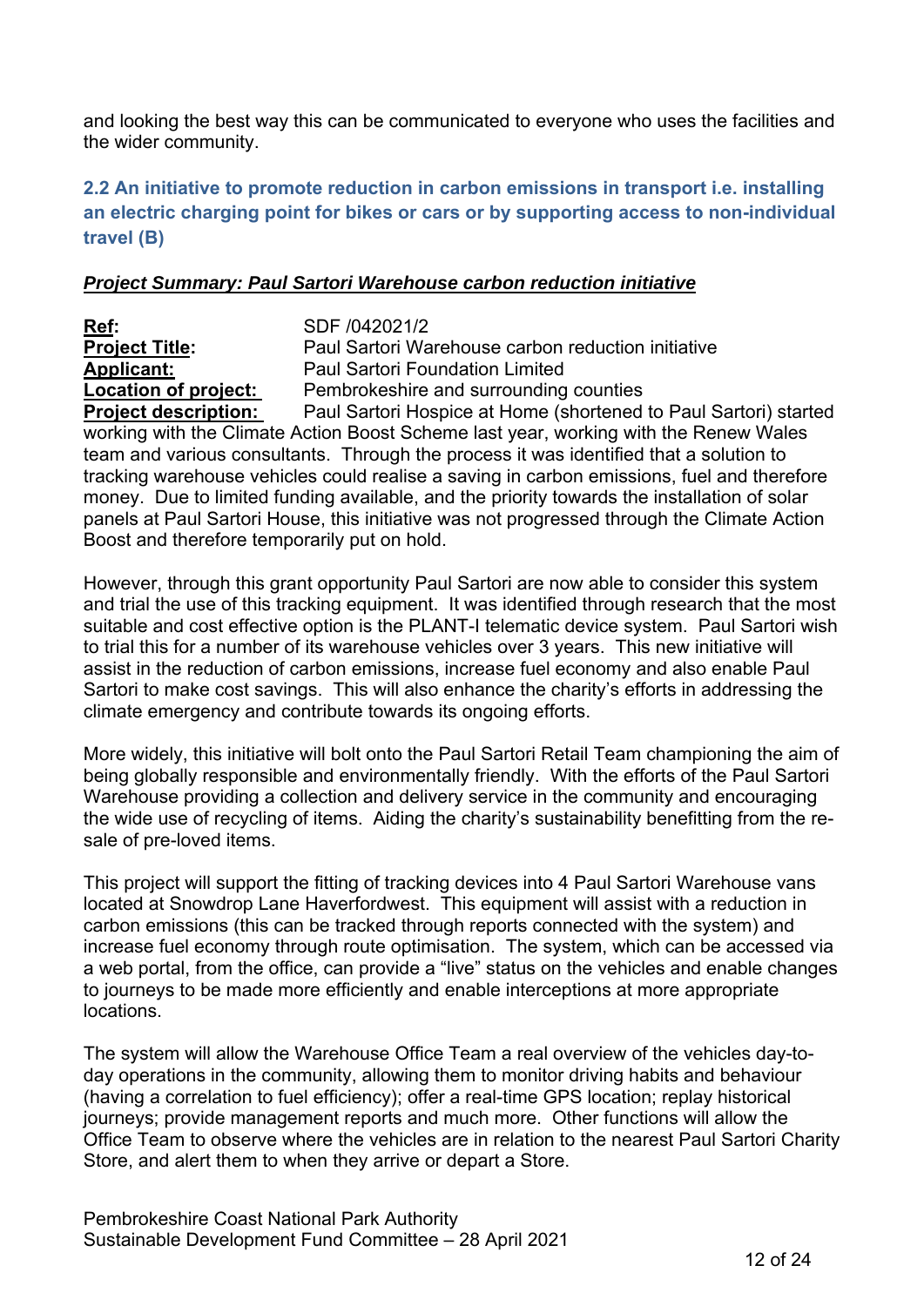and looking the best way this can be communicated to everyone who uses the facilities and the wider community.

### 2.2 An initiative to promote reduction in carbon emissions in transport i.e. installing an electric charging point for bikes or cars or by supporting access to non-individual travel (B)

***Project Summary: Paul Sartori Warehouse carbon reduction initiative***

**Ref:** SDF /042021/2
**Project Title:** Paul Sartori Warehouse carbon reduction initiative
**Applicant:** Paul Sartori Foundation Limited
**Location of project:** Pembrokeshire and surrounding counties
**Project description:** Paul Sartori Hospice at Home (shortened to Paul Sartori) started working with the Climate Action Boost Scheme last year, working with the Renew Wales team and various consultants. Through the process it was identified that a solution to tracking warehouse vehicles could realise a saving in carbon emissions, fuel and therefore money. Due to limited funding available, and the priority towards the installation of solar panels at Paul Sartori House, this initiative was not progressed through the Climate Action Boost and therefore temporarily put on hold.

However, through this grant opportunity Paul Sartori are now able to consider this system and trial the use of this tracking equipment. It was identified through research that the most suitable and cost effective option is the PLANT-I telematic device system. Paul Sartori wish to trial this for a number of its warehouse vehicles over 3 years. This new initiative will assist in the reduction of carbon emissions, increase fuel economy and also enable Paul Sartori to make cost savings. This will also enhance the charity's efforts in addressing the climate emergency and contribute towards its ongoing efforts.

More widely, this initiative will bolt onto the Paul Sartori Retail Team championing the aim of being globally responsible and environmentally friendly. With the efforts of the Paul Sartori Warehouse providing a collection and delivery service in the community and encouraging the wide use of recycling of items. Aiding the charity's sustainability benefitting from the re-sale of pre-loved items.

This project will support the fitting of tracking devices into 4 Paul Sartori Warehouse vans located at Snowdrop Lane Haverfordwest. This equipment will assist with a reduction in carbon emissions (this can be tracked through reports connected with the system) and increase fuel economy through route optimisation. The system, which can be accessed via a web portal, from the office, can provide a "live" status on the vehicles and enable changes to journeys to be made more efficiently and enable interceptions at more appropriate locations.

The system will allow the Warehouse Office Team a real overview of the vehicles day-to-day operations in the community, allowing them to monitor driving habits and behaviour (having a correlation to fuel efficiency); offer a real-time GPS location; replay historical journeys; provide management reports and much more. Other functions will allow the Office Team to observe where the vehicles are in relation to the nearest Paul Sartori Charity Store, and alert them to when they arrive or depart a Store.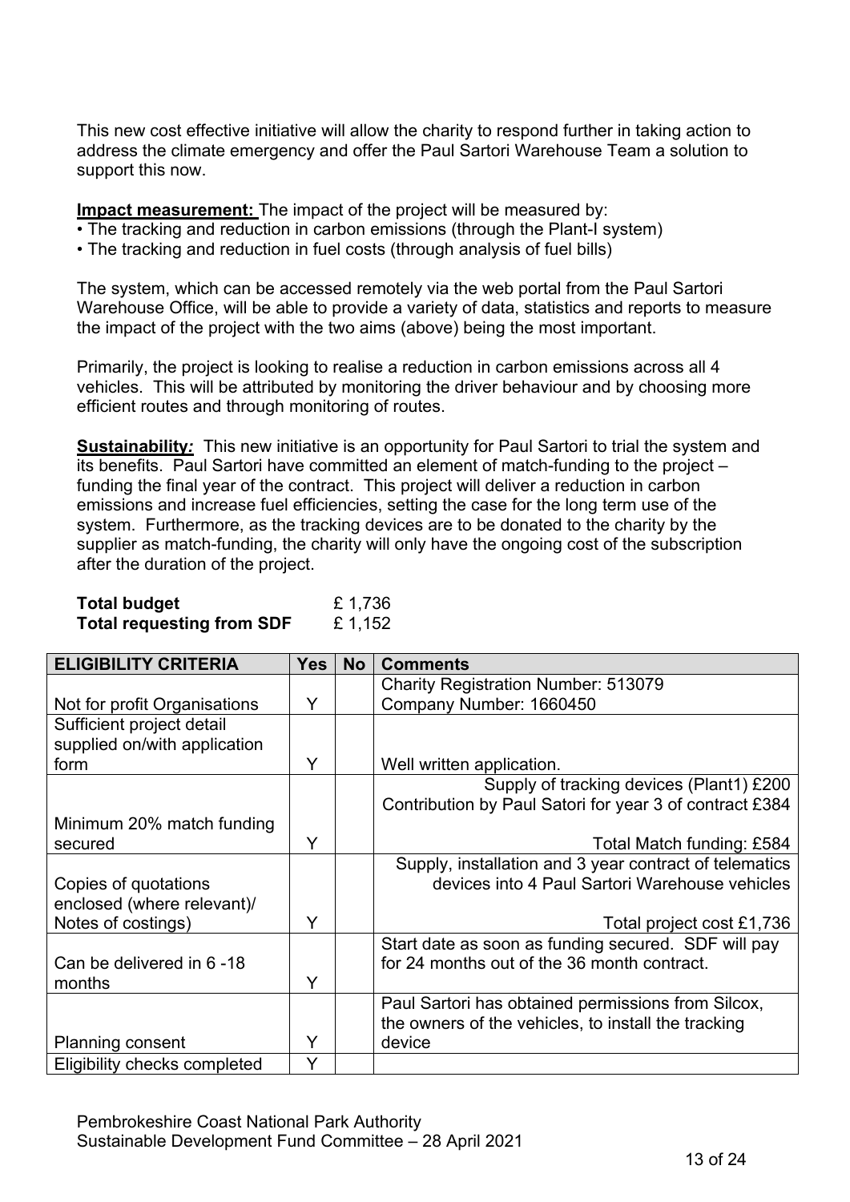This new cost effective initiative will allow the charity to respond further in taking action to address the climate emergency and offer the Paul Sartori Warehouse Team a solution to support this now.

**Impact measurement:** The impact of the project will be measured by:

- The tracking and reduction in carbon emissions (through the Plant-I system)
- The tracking and reduction in fuel costs (through analysis of fuel bills)

The system, which can be accessed remotely via the web portal from the Paul Sartori Warehouse Office, will be able to provide a variety of data, statistics and reports to measure the impact of the project with the two aims (above) being the most important.

Primarily, the project is looking to realise a reduction in carbon emissions across all 4 vehicles. This will be attributed by monitoring the driver behaviour and by choosing more efficient routes and through monitoring of routes.

***Sustainability:*** This new initiative is an opportunity for Paul Sartori to trial the system and its benefits. Paul Sartori have committed an element of match-funding to the project – funding the final year of the contract. This project will deliver a reduction in carbon emissions and increase fuel efficiencies, setting the case for the long term use of the system. Furthermore, as the tracking devices are to be donated to the charity by the supplier as match-funding, the charity will only have the ongoing cost of the subscription after the duration of the project.

**Total budget** £ 1,736
**Total requesting from SDF** £ 1,152

| ELIGIBILITY CRITERIA | Yes | No | Comments |
|---|---|---|---|
| Not for profit Organisations | Y | | Charity Registration Number: 513079<br>Company Number: 1660450 |
| Sufficient project detail supplied on/with application form | Y | | Well written application. |
| Minimum 20% match funding secured | Y | | Supply of tracking devices (Plant1) £200<br>Contribution by Paul Satori for year 3 of contract £384<br>Total Match funding: £584 |
| Copies of quotations enclosed (where relevant)/ Notes of costings) | Y | | Supply, installation and 3 year contract of telematics devices into 4 Paul Sartori Warehouse vehicles<br>Total project cost £1,736 |
| Can be delivered in 6 -18 months | Y | | Start date as soon as funding secured. SDF will pay for 24 months out of the 36 month contract. |
| Planning consent | Y | | Paul Sartori has obtained permissions from Silcox, the owners of the vehicles, to install the tracking device |
| Eligibility checks completed | Y | | |

Pembrokeshire Coast National Park Authority
Sustainable Development Fund Committee – 28 April 2021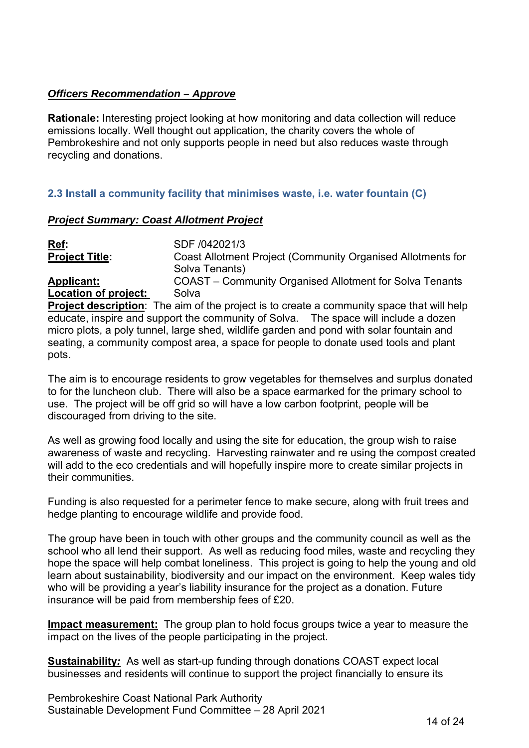***Officers Recommendation – Approve***

**Rationale:** Interesting project looking at how monitoring and data collection will reduce emissions locally. Well thought out application, the charity covers the whole of Pembrokeshire and not only supports people in need but also reduces waste through recycling and donations.

### 2.3 Install a community facility that minimises waste, i.e. water fountain (C)

***Project Summary: Coast Allotment Project***

**Ref:** SDF /042021/3
**Project Title:** Coast Allotment Project (Community Organised Allotments for Solva Tenants)
**Applicant:** COAST – Community Organised Allotment for Solva Tenants
**Location of project:** Solva

**Project description**: The aim of the project is to create a community space that will help educate, inspire and support the community of Solva. The space will include a dozen micro plots, a poly tunnel, large shed, wildlife garden and pond with solar fountain and seating, a community compost area, a space for people to donate used tools and plant pots.

The aim is to encourage residents to grow vegetables for themselves and surplus donated to for the luncheon club. There will also be a space earmarked for the primary school to use. The project will be off grid so will have a low carbon footprint, people will be discouraged from driving to the site.

As well as growing food locally and using the site for education, the group wish to raise awareness of waste and recycling. Harvesting rainwater and re using the compost created will add to the eco credentials and will hopefully inspire more to create similar projects in their communities.

Funding is also requested for a perimeter fence to make secure, along with fruit trees and hedge planting to encourage wildlife and provide food.

The group have been in touch with other groups and the community council as well as the school who all lend their support. As well as reducing food miles, waste and recycling they hope the space will help combat loneliness. This project is going to help the young and old learn about sustainability, biodiversity and our impact on the environment. Keep wales tidy who will be providing a year's liability insurance for the project as a donation. Future insurance will be paid from membership fees of £20.

**Impact measurement:** The group plan to hold focus groups twice a year to measure the impact on the lives of the people participating in the project.

**Sustainability:** As well as start-up funding through donations COAST expect local businesses and residents will continue to support the project financially to ensure its

Pembrokeshire Coast National Park Authority
Sustainable Development Fund Committee – 28 April 2021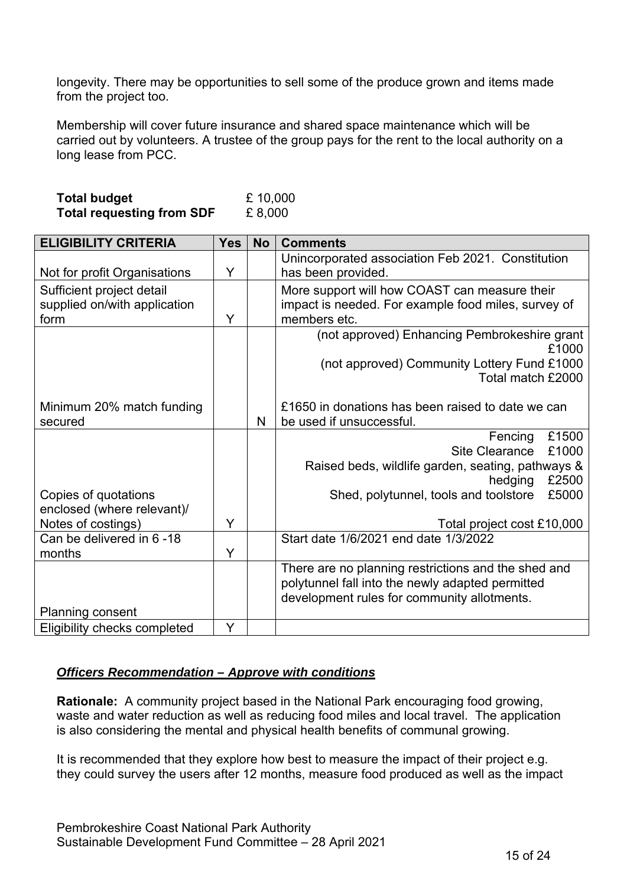longevity. There may be opportunities to sell some of the produce grown and items made from the project too.

Membership will cover future insurance and shared space maintenance which will be carried out by volunteers. A trustee of the group pays for the rent to the local authority on a long lease from PCC.

**Total budget** £ 10,000
**Total requesting from SDF** £ 8,000

| ELIGIBILITY CRITERIA | Yes | No | Comments |
|---|---|---|---|
| Not for profit Organisations | Y | | Unincorporated association Feb 2021. Constitution has been provided. |
| Sufficient project detail supplied on/with application form | Y | | More support will how COAST can measure their impact is needed. For example food miles, survey of members etc. |
| Minimum 20% match funding secured | | N | (not approved) Enhancing Pembrokeshire grant £1000<br>(not approved) Community Lottery Fund £1000<br>Total match £2000<br><br>£1650 in donations has been raised to date we can be used if unsuccessful. |
| Copies of quotations enclosed (where relevant)/ Notes of costings) | Y | | Fencing £1500<br>Site Clearance £1000<br>Raised beds, wildlife garden, seating, pathways & hedging £2500<br>Shed, polytunnel, tools and toolstore £5000<br><br>Total project cost £10,000 |
| Can be delivered in 6 -18 months | Y | | Start date 1/6/2021 end date 1/3/2022 |
| Planning consent | | | There are no planning restrictions and the shed and polytunnel fall into the newly adapted permitted development rules for community allotments. |
| Eligibility checks completed | Y | | |

***Officers Recommendation – Approve with conditions***

**Rationale:** A community project based in the National Park encouraging food growing, waste and water reduction as well as reducing food miles and local travel. The application is also considering the mental and physical health benefits of communal growing.

It is recommended that they explore how best to measure the impact of their project e.g. they could survey the users after 12 months, measure food produced as well as the impact

Pembrokeshire Coast National Park Authority
Sustainable Development Fund Committee – 28 April 2021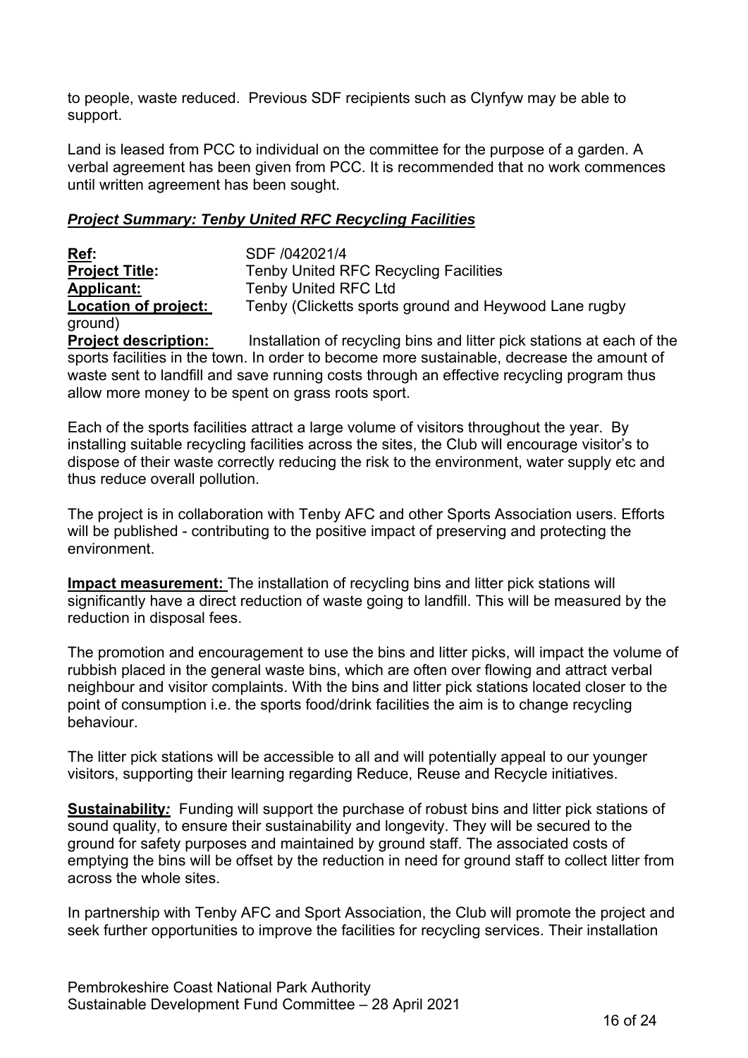to people, waste reduced. Previous SDF recipients such as Clynfyw may be able to support.

Land is leased from PCC to individual on the committee for the purpose of a garden. A verbal agreement has been given from PCC. It is recommended that no work commences until written agreement has been sought.

### ***Project Summary: Tenby United RFC Recycling Facilities***

**Ref:** SDF /042021/4
**Project Title:** Tenby United RFC Recycling Facilities
**Applicant:** Tenby United RFC Ltd
**Location of project:** Tenby (Clicketts sports ground and Heywood Lane rugby ground)
**Project description:** Installation of recycling bins and litter pick stations at each of the sports facilities in the town. In order to become more sustainable, decrease the amount of waste sent to landfill and save running costs through an effective recycling program thus allow more money to be spent on grass roots sport.

Each of the sports facilities attract a large volume of visitors throughout the year. By installing suitable recycling facilities across the sites, the Club will encourage visitor's to dispose of their waste correctly reducing the risk to the environment, water supply etc and thus reduce overall pollution.

The project is in collaboration with Tenby AFC and other Sports Association users. Efforts will be published - contributing to the positive impact of preserving and protecting the environment.

**Impact measurement:** The installation of recycling bins and litter pick stations will significantly have a direct reduction of waste going to landfill. This will be measured by the reduction in disposal fees.

The promotion and encouragement to use the bins and litter picks, will impact the volume of rubbish placed in the general waste bins, which are often over flowing and attract verbal neighbour and visitor complaints. With the bins and litter pick stations located closer to the point of consumption i.e. the sports food/drink facilities the aim is to change recycling behaviour.

The litter pick stations will be accessible to all and will potentially appeal to our younger visitors, supporting their learning regarding Reduce, Reuse and Recycle initiatives.

**Sustainability:** Funding will support the purchase of robust bins and litter pick stations of sound quality, to ensure their sustainability and longevity. They will be secured to the ground for safety purposes and maintained by ground staff. The associated costs of emptying the bins will be offset by the reduction in need for ground staff to collect litter from across the whole sites.

In partnership with Tenby AFC and Sport Association, the Club will promote the project and seek further opportunities to improve the facilities for recycling services. Their installation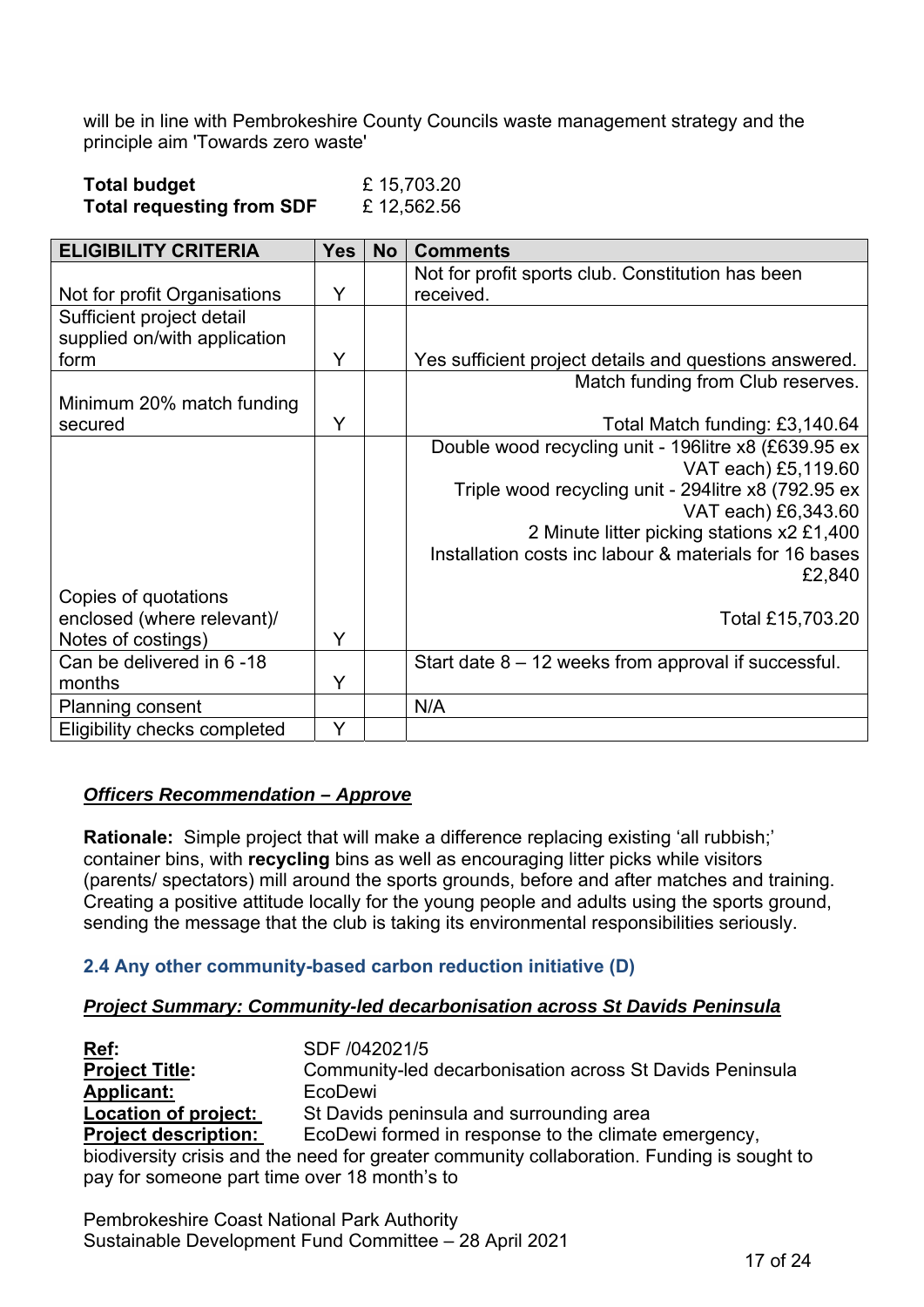will be in line with Pembrokeshire County Councils waste management strategy and the principle aim 'Towards zero waste'

**Total budget** £ 15,703.20
**Total requesting from SDF** £ 12,562.56

| ELIGIBILITY CRITERIA | Yes | No | Comments |
|---|---|---|---|
| Not for profit Organisations | Y | | Not for profit sports club. Constitution has been received. |
| Sufficient project detail supplied on/with application form | Y | | Yes sufficient project details and questions answered. |
| Minimum 20% match funding secured | Y | | Match funding from Club reserves. Total Match funding: £3,140.64 |
| Copies of quotations enclosed (where relevant)/ Notes of costings) | Y | | Double wood recycling unit - 196litre x8 (£639.95 ex VAT each) £5,119.60<br>Triple wood recycling unit - 294litre x8 (792.95 ex VAT each) £6,343.60<br>2 Minute litter picking stations x2 £1,400<br>Installation costs inc labour & materials for 16 bases £2,840<br>Total £15,703.20 |
| Can be delivered in 6 -18 months | Y | | Start date 8 – 12 weeks from approval if successful. |
| Planning consent | | | N/A |
| Eligibility checks completed | Y | | |

***Officers Recommendation – Approve***

**Rationale:** Simple project that will make a difference replacing existing 'all rubbish;' container bins, with **recycling** bins as well as encouraging litter picks while visitors (parents/ spectators) mill around the sports grounds, before and after matches and training. Creating a positive attitude locally for the young people and adults using the sports ground, sending the message that the club is taking its environmental responsibilities seriously.

### 2.4 Any other community-based carbon reduction initiative (D)

***Project Summary: Community-led decarbonisation across St Davids Peninsula***

**Ref:** SDF /042021/5
**Project Title:** Community-led decarbonisation across St Davids Peninsula
**Applicant:** EcoDewi
**Location of project:** St Davids peninsula and surrounding area
**Project description:** EcoDewi formed in response to the climate emergency, biodiversity crisis and the need for greater community collaboration. Funding is sought to pay for someone part time over 18 month's to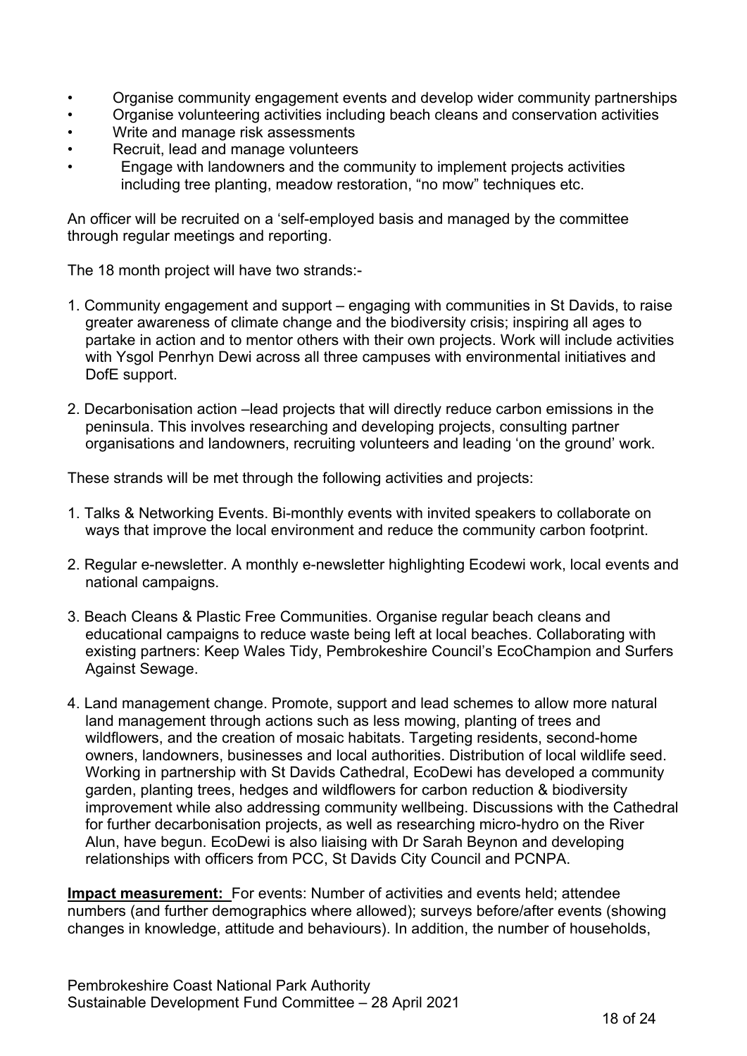- Organise community engagement events and develop wider community partnerships
- Organise volunteering activities including beach cleans and conservation activities
- Write and manage risk assessments
- Recruit, lead and manage volunteers
- Engage with landowners and the community to implement projects activities including tree planting, meadow restoration, "no mow" techniques etc.

An officer will be recruited on a 'self-employed basis and managed by the committee through regular meetings and reporting.

The 18 month project will have two strands:-

1. Community engagement and support – engaging with communities in St Davids, to raise greater awareness of climate change and the biodiversity crisis; inspiring all ages to partake in action and to mentor others with their own projects. Work will include activities with Ysgol Penrhyn Dewi across all three campuses with environmental initiatives and DofE support.
2. Decarbonisation action –lead projects that will directly reduce carbon emissions in the peninsula. This involves researching and developing projects, consulting partner organisations and landowners, recruiting volunteers and leading 'on the ground' work.

These strands will be met through the following activities and projects:

1. Talks & Networking Events. Bi-monthly events with invited speakers to collaborate on ways that improve the local environment and reduce the community carbon footprint.
2. Regular e-newsletter. A monthly e-newsletter highlighting Ecodewi work, local events and national campaigns.
3. Beach Cleans & Plastic Free Communities. Organise regular beach cleans and educational campaigns to reduce waste being left at local beaches. Collaborating with existing partners: Keep Wales Tidy, Pembrokeshire Council's EcoChampion and Surfers Against Sewage.
4. Land management change. Promote, support and lead schemes to allow more natural land management through actions such as less mowing, planting of trees and wildflowers, and the creation of mosaic habitats. Targeting residents, second-home owners, landowners, businesses and local authorities. Distribution of local wildlife seed. Working in partnership with St Davids Cathedral, EcoDewi has developed a community garden, planting trees, hedges and wildflowers for carbon reduction & biodiversity improvement while also addressing community wellbeing. Discussions with the Cathedral for further decarbonisation projects, as well as researching micro-hydro on the River Alun, have begun. EcoDewi is also liaising with Dr Sarah Beynon and developing relationships with officers from PCC, St Davids City Council and PCNPA.

**Impact measurement:** For events: Number of activities and events held; attendee numbers (and further demographics where allowed); surveys before/after events (showing changes in knowledge, attitude and behaviours). In addition, the number of households,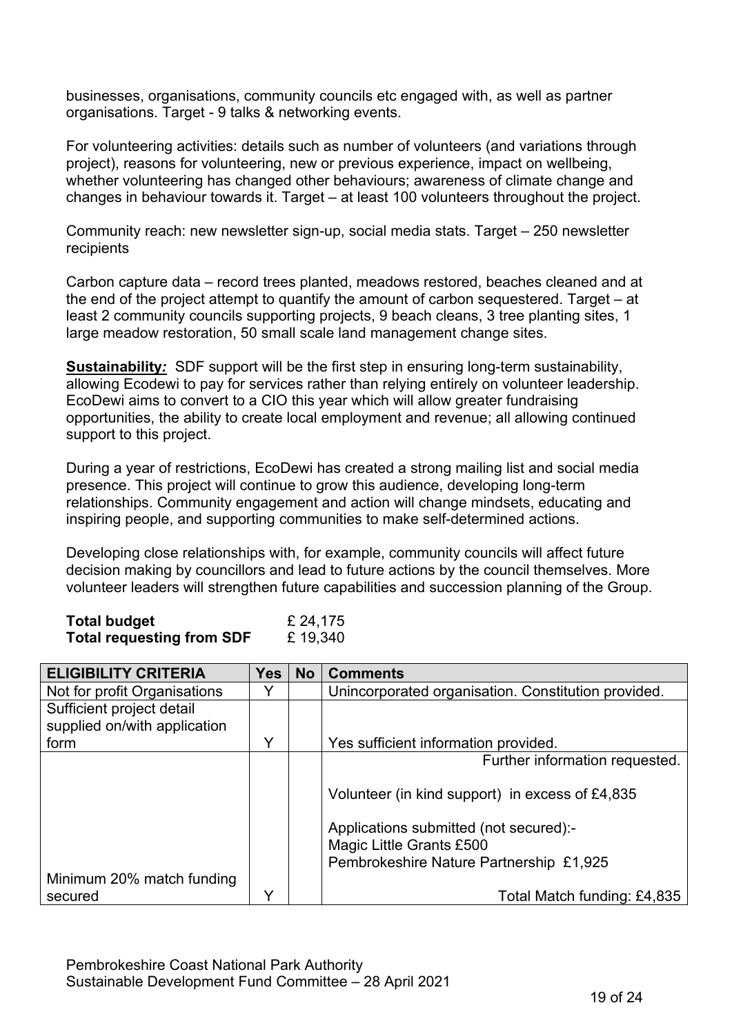businesses, organisations, community councils etc engaged with, as well as partner organisations. Target - 9 talks & networking events.

For volunteering activities: details such as number of volunteers (and variations through project), reasons for volunteering, new or previous experience, impact on wellbeing, whether volunteering has changed other behaviours; awareness of climate change and changes in behaviour towards it. Target – at least 100 volunteers throughout the project.

Community reach: new newsletter sign-up, social media stats. Target – 250 newsletter recipients

Carbon capture data – record trees planted, meadows restored, beaches cleaned and at the end of the project attempt to quantify the amount of carbon sequestered. Target – at least 2 community councils supporting projects, 9 beach cleans, 3 tree planting sites, 1 large meadow restoration, 50 small scale land management change sites.

**Sustainability:** SDF support will be the first step in ensuring long-term sustainability, allowing Ecodewi to pay for services rather than relying entirely on volunteer leadership. EcoDewi aims to convert to a CIO this year which will allow greater fundraising opportunities, the ability to create local employment and revenue; all allowing continued support to this project.

During a year of restrictions, EcoDewi has created a strong mailing list and social media presence. This project will continue to grow this audience, developing long-term relationships. Community engagement and action will change mindsets, educating and inspiring people, and supporting communities to make self-determined actions.

Developing close relationships with, for example, community councils will affect future decision making by councillors and lead to future actions by the council themselves. More volunteer leaders will strengthen future capabilities and succession planning of the Group.

**Total budget** £ 24,175
**Total requesting from SDF** £ 19,340

| ELIGIBILITY CRITERIA | Yes | No | Comments |
|---|---|---|---|
| Not for profit Organisations | Y | | Unincorporated organisation. Constitution provided. |
| Sufficient project detail supplied on/with application form | Y | | Yes sufficient information provided. |
| Minimum 20% match funding secured | Y | | Further information requested.<br><br>Volunteer (in kind support) in excess of £4,835<br><br>Applications submitted (not secured):-<br>Magic Little Grants £500<br>Pembrokeshire Nature Partnership £1,925<br><br>Total Match funding: £4,835 |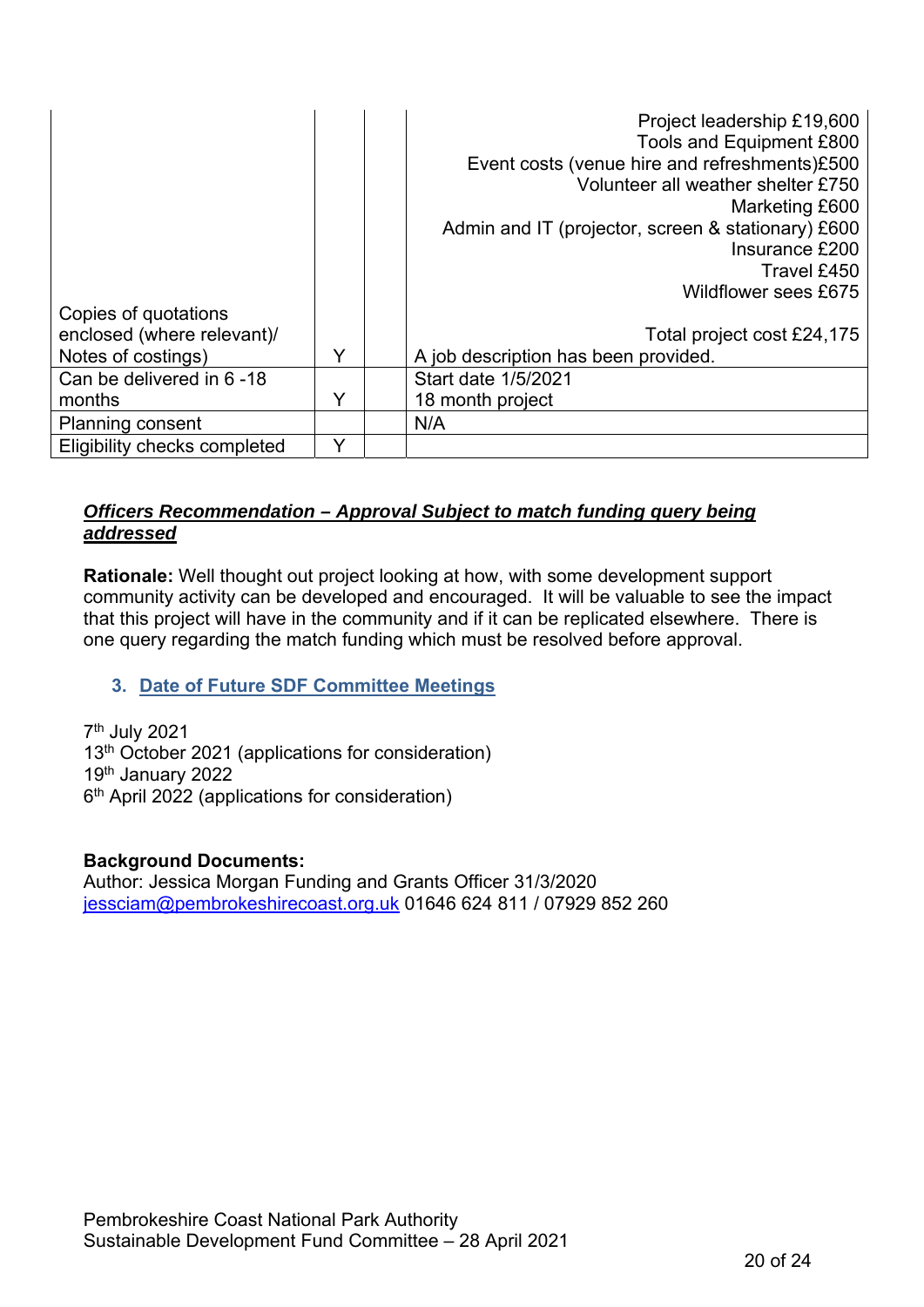| | | | |
|---|---|---|---|
| Copies of quotations enclosed (where relevant)/ Notes of costings) | Y | | Project leadership £19,600<br>Tools and Equipment £800<br>Event costs (venue hire and refreshments)£500<br>Volunteer all weather shelter £750<br>Marketing £600<br>Admin and IT (projector, screen & stationary) £600<br>Insurance £200<br>Travel £450<br>Wildflower sees £675<br><br>Total project cost £24,175<br>A job description has been provided. |
| Can be delivered in 6 -18 months | Y | | Start date 1/5/2021<br>18 month project |
| Planning consent | | | N/A |
| Eligibility checks completed | Y | | |

***Officers Recommendation – Approval Subject to match funding query being addressed***

**Rationale:** Well thought out project looking at how, with some development support community activity can be developed and encouraged. It will be valuable to see the impact that this project will have in the community and if it can be replicated elsewhere. There is one query regarding the match funding which must be resolved before approval.

### 3. Date of Future SDF Committee Meetings

7th July 2021
13th October 2021 (applications for consideration)
19th January 2022
6th April 2022 (applications for consideration)

**Background Documents:**
Author: Jessica Morgan Funding and Grants Officer 31/3/2020
jessciam@pembrokeshirecoast.org.uk 01646 624 811 / 07929 852 260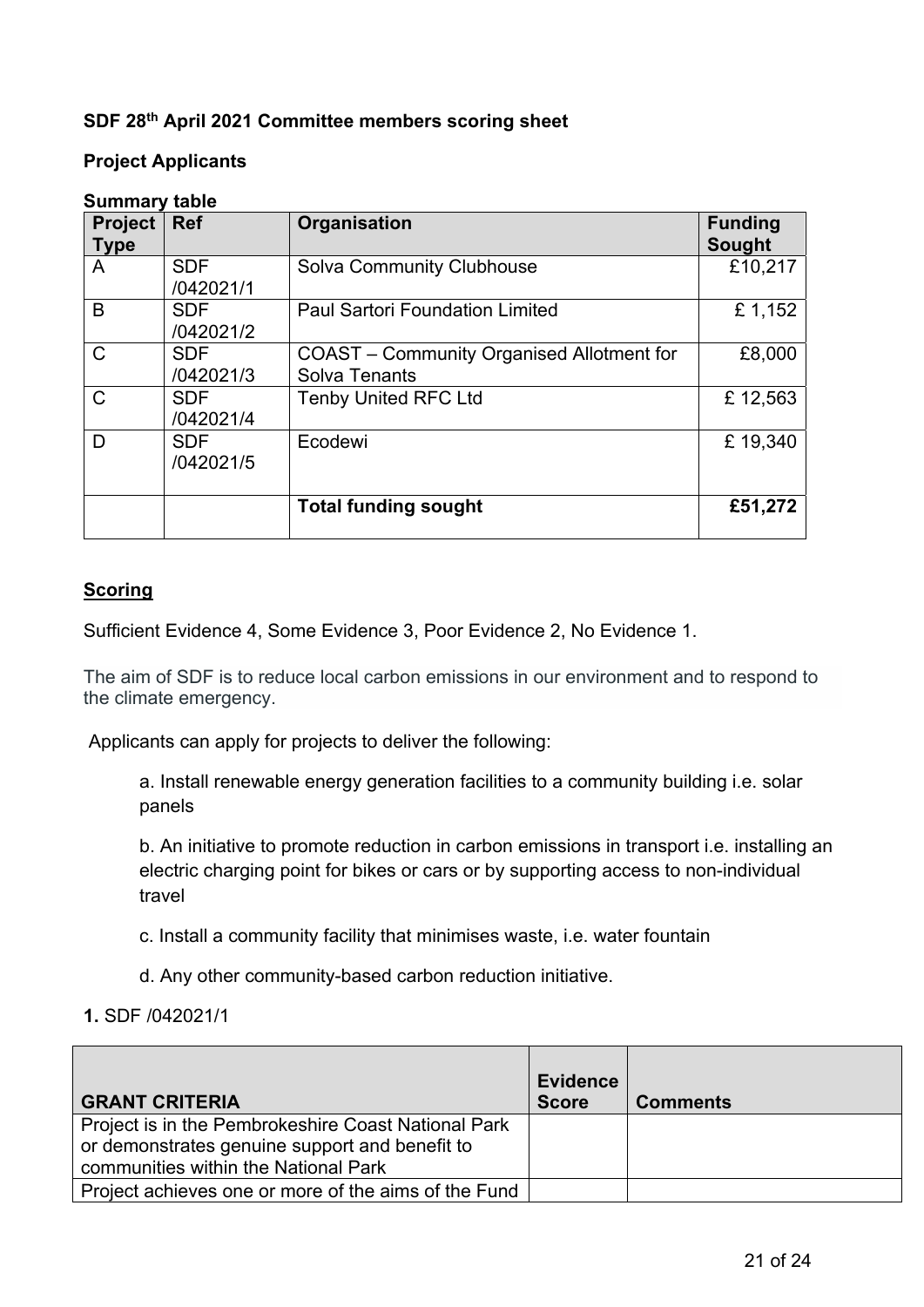**SDF 28th April 2021 Committee members scoring sheet**

**Project Applicants**

**Summary table**

| Project Type | Ref | Organisation | Funding Sought |
|---|---|---|---|
| A | SDF /042021/1 | Solva Community Clubhouse | £10,217 |
| B | SDF /042021/2 | Paul Sartori Foundation Limited | £ 1,152 |
| C | SDF /042021/3 | COAST – Community Organised Allotment for Solva Tenants | £8,000 |
| C | SDF /042021/4 | Tenby United RFC Ltd | £ 12,563 |
| D | SDF /042021/5 | Ecodewi | £ 19,340 |
| | | **Total funding sought** | **£51,272** |

**Scoring**

Sufficient Evidence 4, Some Evidence 3, Poor Evidence 2, No Evidence 1.

The aim of SDF is to reduce local carbon emissions in our environment and to respond to the climate emergency.

Applicants can apply for projects to deliver the following:

a. Install renewable energy generation facilities to a community building i.e. solar panels

b. An initiative to promote reduction in carbon emissions in transport i.e. installing an electric charging point for bikes or cars or by supporting access to non-individual travel

c. Install a community facility that minimises waste, i.e. water fountain

d. Any other community-based carbon reduction initiative.

**1.** SDF /042021/1

| GRANT CRITERIA | Evidence Score | Comments |
|---|---|---|
| Project is in the Pembrokeshire Coast National Park or demonstrates genuine support and benefit to communities within the National Park | | |
| Project achieves one or more of the aims of the Fund | | |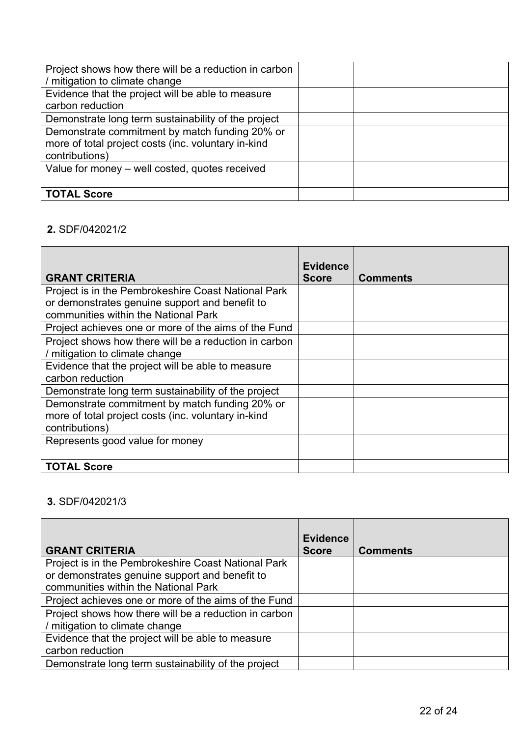| | | |
|---|---|---|
| Project shows how there will be a reduction in carbon / mitigation to climate change | | |
| Evidence that the project will be able to measure carbon reduction | | |
| Demonstrate long term sustainability of the project | | |
| Demonstrate commitment by match funding 20% or more of total project costs (inc. voluntary in-kind contributions) | | |
| Value for money – well costed, quotes received | | |
| **TOTAL Score** | | |

**2.** SDF/042021/2

| **GRANT CRITERIA** | **Evidence Score** | **Comments** |
|---|---|---|
| Project is in the Pembrokeshire Coast National Park or demonstrates genuine support and benefit to communities within the National Park | | |
| Project achieves one or more of the aims of the Fund | | |
| Project shows how there will be a reduction in carbon / mitigation to climate change | | |
| Evidence that the project will be able to measure carbon reduction | | |
| Demonstrate long term sustainability of the project | | |
| Demonstrate commitment by match funding 20% or more of total project costs (inc. voluntary in-kind contributions) | | |
| Represents good value for money | | |
| **TOTAL Score** | | |

**3.** SDF/042021/3

| **GRANT CRITERIA** | **Evidence Score** | **Comments** |
|---|---|---|
| Project is in the Pembrokeshire Coast National Park or demonstrates genuine support and benefit to communities within the National Park | | |
| Project achieves one or more of the aims of the Fund | | |
| Project shows how there will be a reduction in carbon / mitigation to climate change | | |
| Evidence that the project will be able to measure carbon reduction | | |
| Demonstrate long term sustainability of the project | | |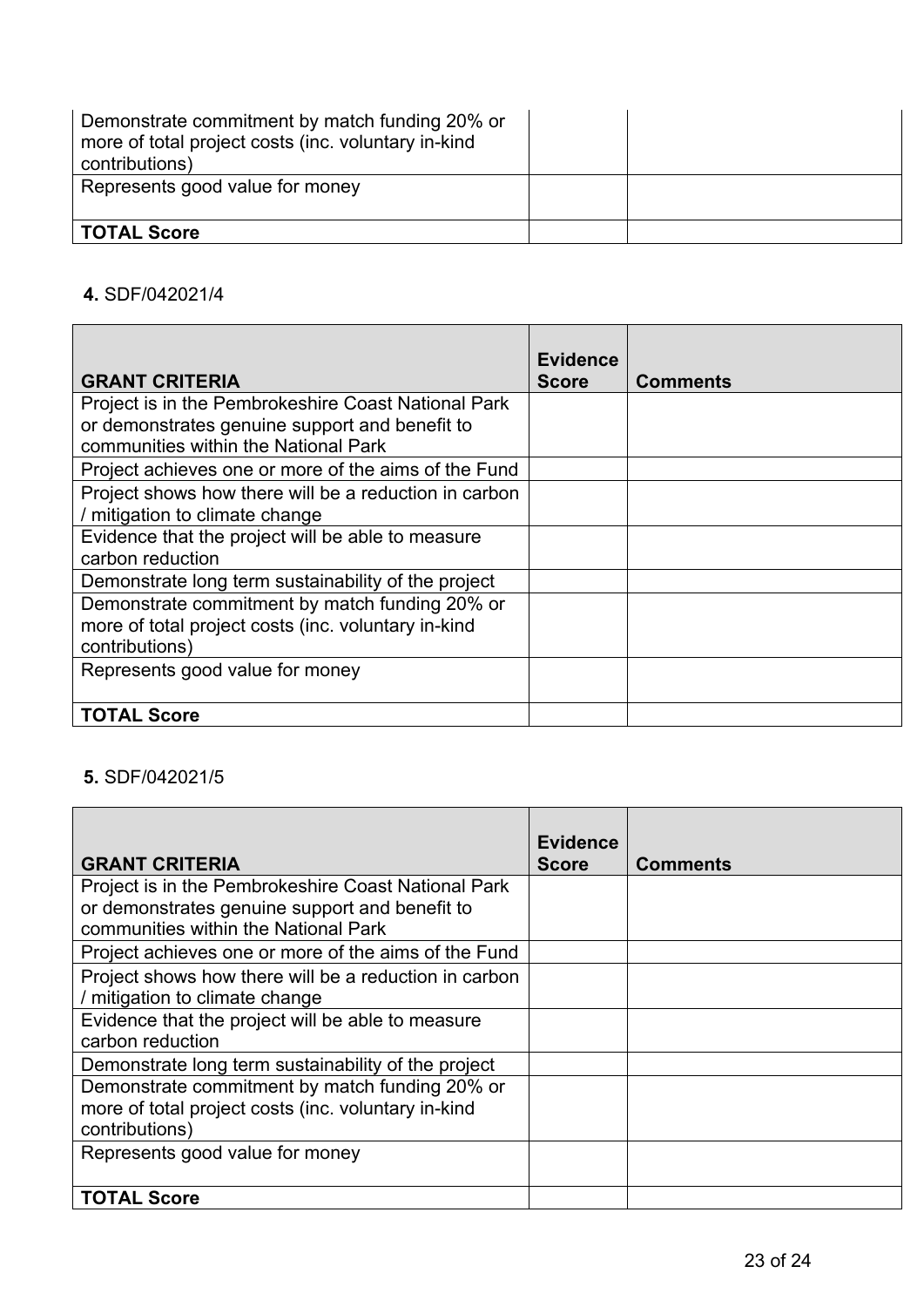| | | |
|---|---|---|
| Demonstrate commitment by match funding 20% or more of total project costs (inc. voluntary in-kind contributions) | | |
| Represents good value for money | | |
| **TOTAL Score** | | |

**4.** SDF/042021/4

| GRANT CRITERIA | Evidence Score | Comments |
|---|---|---|
| Project is in the Pembrokeshire Coast National Park or demonstrates genuine support and benefit to communities within the National Park | | |
| Project achieves one or more of the aims of the Fund | | |
| Project shows how there will be a reduction in carbon / mitigation to climate change | | |
| Evidence that the project will be able to measure carbon reduction | | |
| Demonstrate long term sustainability of the project | | |
| Demonstrate commitment by match funding 20% or more of total project costs (inc. voluntary in-kind contributions) | | |
| Represents good value for money | | |
| **TOTAL Score** | | |

**5.** SDF/042021/5

| GRANT CRITERIA | Evidence Score | Comments |
|---|---|---|
| Project is in the Pembrokeshire Coast National Park or demonstrates genuine support and benefit to communities within the National Park | | |
| Project achieves one or more of the aims of the Fund | | |
| Project shows how there will be a reduction in carbon / mitigation to climate change | | |
| Evidence that the project will be able to measure carbon reduction | | |
| Demonstrate long term sustainability of the project | | |
| Demonstrate commitment by match funding 20% or more of total project costs (inc. voluntary in-kind contributions) | | |
| Represents good value for money | | |
| **TOTAL Score** | | |